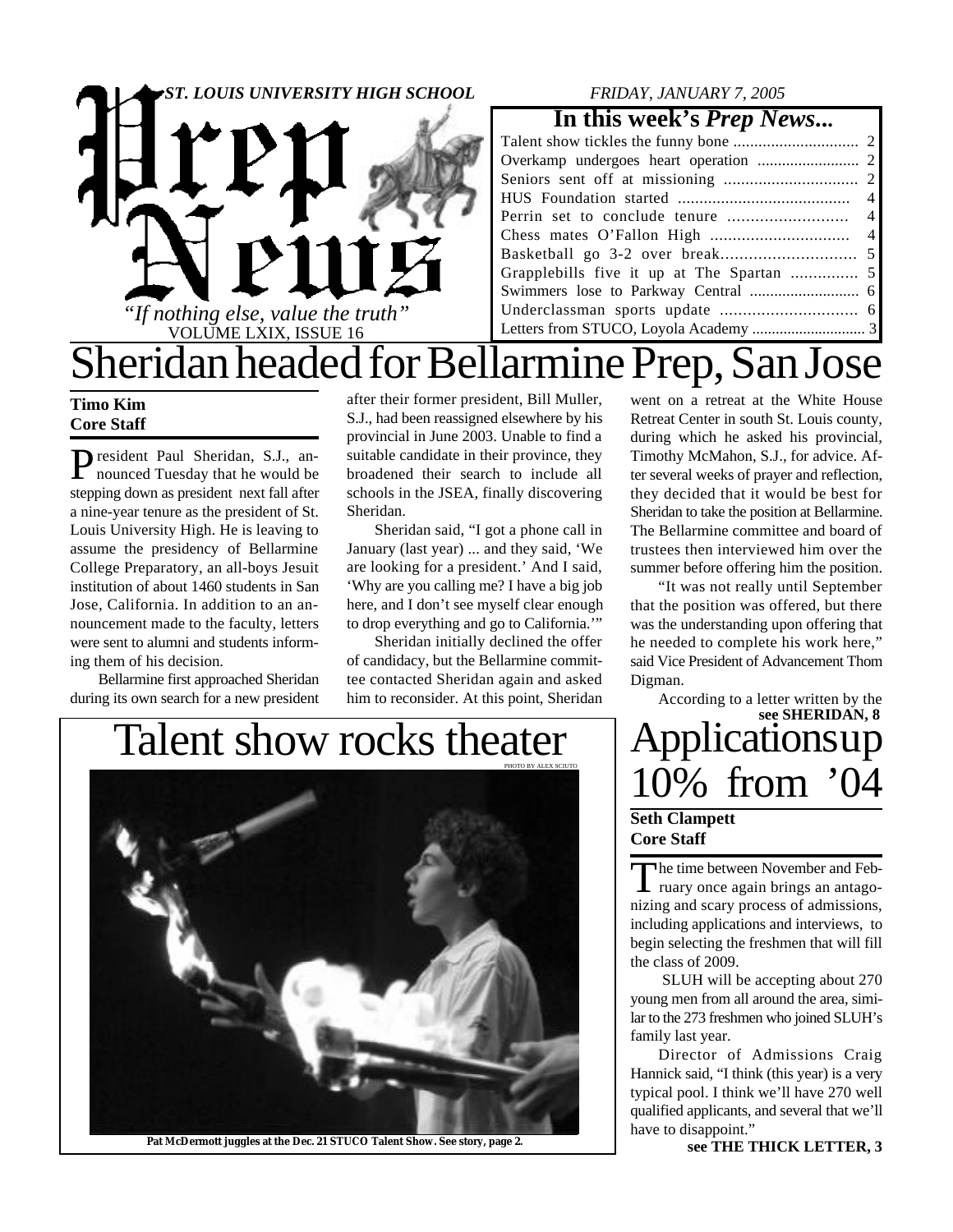# Prep News

*ST. LOUIS UNIVERSITY HIGH SCHOOL* — *FRIDAY, JANUARY 7, 2005*

*"If nothing else, value the truth"*

VOLUME LXIX, ISSUE 16

## In this week's *Prep News*...

- Talent show tickles the funny bone .... 2
- Overkamp undergoes heart operation .... 2
- Seniors sent off at missioning .... 2
- HUS Foundation started .... 4
- Perrin set to conclude tenure .... 4
- Chess mates O'Fallon High .... 4
- Basketball go 3-2 over break.... 5
- Grapplebills five it up at The Spartan .... 5
- Swimmers lose to Parkway Central .... 6
- Underclassman sports update .... 6
- Letters from STUCO, Loyola Academy .... 3

# Sheridan headed for Bellarmine Prep, San Jose

**Timo Kim**
**Core Staff**

President Paul Sheridan, S.J., announced Tuesday that he would be stepping down as president next fall after a nine-year tenure as the president of St. Louis University High. He is leaving to assume the presidency of Bellarmine College Preparatory, an all-boys Jesuit institution of about 1460 students in San Jose, California. In addition to an announcement made to the faculty, letters were sent to alumni and students informing them of his decision.

Bellarmine first approached Sheridan during its own search for a new president after their former president, Bill Muller, S.J., had been reassigned elsewhere by his provincial in June 2003. Unable to find a suitable candidate in their province, they broadened their search to include all schools in the JSEA, finally discovering Sheridan.

Sheridan said, "I got a phone call in January (last year) ... and they said, 'We are looking for a president.' And I said, 'Why are you calling me? I have a big job here, and I don't see myself clear enough to drop everything and go to California.'"

Sheridan initially declined the offer of candidacy, but the Bellarmine committee contacted Sheridan again and asked him to reconsider. At this point, Sheridan went on a retreat at the White House Retreat Center in south St. Louis county, during which he asked his provincial, Timothy McMahon, S.J., for advice. After several weeks of prayer and reflection, they decided that it would be best for Sheridan to take the position at Bellarmine. The Bellarmine committee and board of trustees then interviewed him over the summer before offering him the position.

"It was not really until September that the position was offered, but there was the understanding upon offering that he needed to complete his work here," said Vice President of Advancement Thom Digman.

According to a letter written by the

**see SHERIDAN, 8**

# Talent show rocks theater

PHOTO BY ALEX SCIUTO

**Pat McDermott juggles at the Dec. 21 STUCO Talent Show. See story, page 2.**

# Applications up 10% from '04

**Seth Clampett**
**Core Staff**

The time between November and February once again brings an antagonizing and scary process of admissions, including applications and interviews, to begin selecting the freshmen that will fill the class of 2009.

SLUH will be accepting about 270 young men from all around the area, similar to the 273 freshmen who joined SLUH's family last year.

Director of Admissions Craig Hannick said, "I think (this year) is a very typical pool. I think we'll have 270 well qualified applicants, and several that we'll have to disappoint."

**see THE THICK LETTER, 3**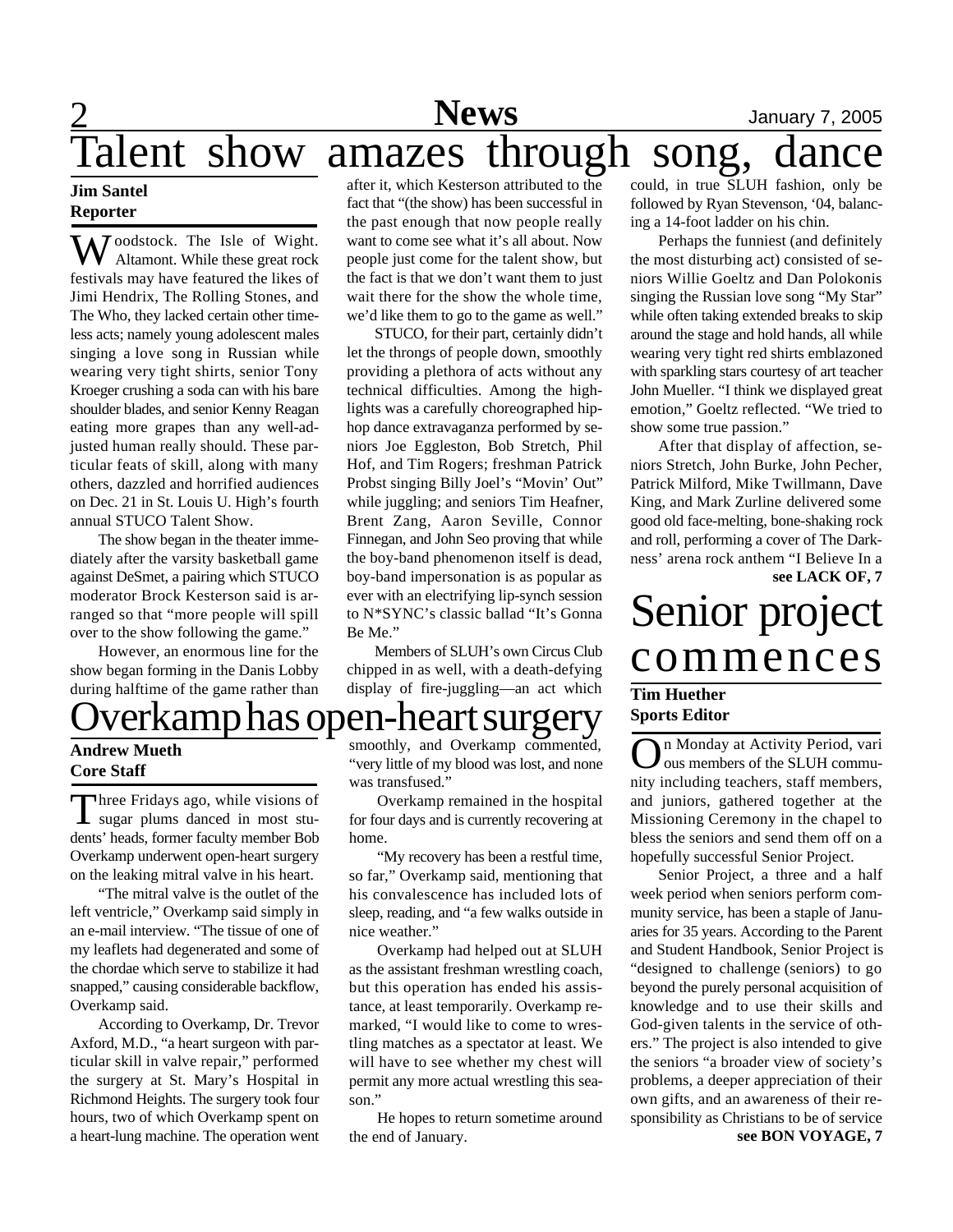# Talent show amazes through song, dance

**Jim Santel**
**Reporter**

Woodstock. The Isle of Wight. Altamont. While these great rock festivals may have featured the likes of Jimi Hendrix, The Rolling Stones, and The Who, they lacked certain other timeless acts; namely young adolescent males singing a love song in Russian while wearing very tight shirts, senior Tony Kroeger crushing a soda can with his bare shoulder blades, and senior Kenny Reagan eating more grapes than any well-adjusted human really should. These particular feats of skill, along with many others, dazzled and horrified audiences on Dec. 21 in St. Louis U. High's fourth annual STUCO Talent Show.

The show began in the theater immediately after the varsity basketball game against DeSmet, a pairing which STUCO moderator Brock Kesterson said is arranged so that "more people will spill over to the show following the game."

However, an enormous line for the show began forming in the Danis Lobby during halftime of the game rather than after it, which Kesterson attributed to the fact that "(the show) has been successful in the past enough that now people really want to come see what it's all about. Now people just come for the talent show, but the fact is that we don't want them to just wait there for the show the whole time, we'd like them to go to the game as well."

STUCO, for their part, certainly didn't let the throngs of people down, smoothly providing a plethora of acts without any technical difficulties. Among the highlights was a carefully choreographed hip-hop dance extravaganza performed by seniors Joe Eggleston, Bob Stretch, Phil Hof, and Tim Rogers; freshman Patrick Probst singing Billy Joel's "Movin' Out" while juggling; and seniors Tim Heafner, Brent Zang, Aaron Seville, Connor Finnegan, and John Seo proving that while the boy-band phenomenon itself is dead, boy-band impersonation is as popular as ever with an electrifying lip-synch session to N*SYNC's classic ballad "It's Gonna Be Me."

Members of SLUH's own Circus Club chipped in as well, with a death-defying display of fire-juggling—an act which could, in true SLUH fashion, only be followed by Ryan Stevenson, '04, balancing a 14-foot ladder on his chin.

Perhaps the funniest (and definitely the most disturbing act) consisted of seniors Willie Goeltz and Dan Polokonis singing the Russian love song "My Star" while often taking extended breaks to skip around the stage and hold hands, all while wearing very tight red shirts emblazoned with sparkling stars courtesy of art teacher John Mueller. "I think we displayed great emotion," Goeltz reflected. "We tried to show some true passion."

After that display of affection, seniors Stretch, John Burke, John Pecher, Patrick Milford, Mike Twillmann, Dave King, and Mark Zurline delivered some good old face-melting, bone-shaking rock and roll, performing a cover of The Darkness' arena rock anthem "I Believe In a

**see LACK OF, 7**

# Overkamp has open-heart surgery

**Andrew Mueth**
**Core Staff**

Three Fridays ago, while visions of sugar plums danced in most students' heads, former faculty member Bob Overkamp underwent open-heart surgery on the leaking mitral valve in his heart.

"The mitral valve is the outlet of the left ventricle," Overkamp said simply in an e-mail interview. "The tissue of one of my leaflets had degenerated and some of the chordae which serve to stabilize it had snapped," causing considerable backflow, Overkamp said.

According to Overkamp, Dr. Trevor Axford, M.D., "a heart surgeon with particular skill in valve repair," performed the surgery at St. Mary's Hospital in Richmond Heights. The surgery took four hours, two of which Overkamp spent on a heart-lung machine. The operation went smoothly, and Overkamp commented, "very little of my blood was lost, and none was transfused."

Overkamp remained in the hospital for four days and is currently recovering at home.

"My recovery has been a restful time, so far," Overkamp said, mentioning that his convalescence has included lots of sleep, reading, and "a few walks outside in nice weather."

Overkamp had helped out at SLUH as the assistant freshman wrestling coach, but this operation has ended his assistance, at least temporarily. Overkamp remarked, "I would like to come to wrestling matches as a spectator at least. We will have to see whether my chest will permit any more actual wrestling this season."

He hopes to return sometime around the end of January.

# Senior project commences

**Tim Huether**
**Sports Editor**

On Monday at Activity Period, various members of the SLUH community including teachers, staff members, and juniors, gathered together at the Missioning Ceremony in the chapel to bless the seniors and send them off on a hopefully successful Senior Project.

Senior Project, a three and a half week period when seniors perform community service, has been a staple of Januaries for 35 years. According to the Parent and Student Handbook, Senior Project is "designed to challenge (seniors) to go beyond the purely personal acquisition of knowledge and to use their skills and God-given talents in the service of others." The project is also intended to give the seniors "a broader view of society's problems, a deeper appreciation of their own gifts, and an awareness of their responsibility as Christians to be of service

**see BON VOYAGE, 7**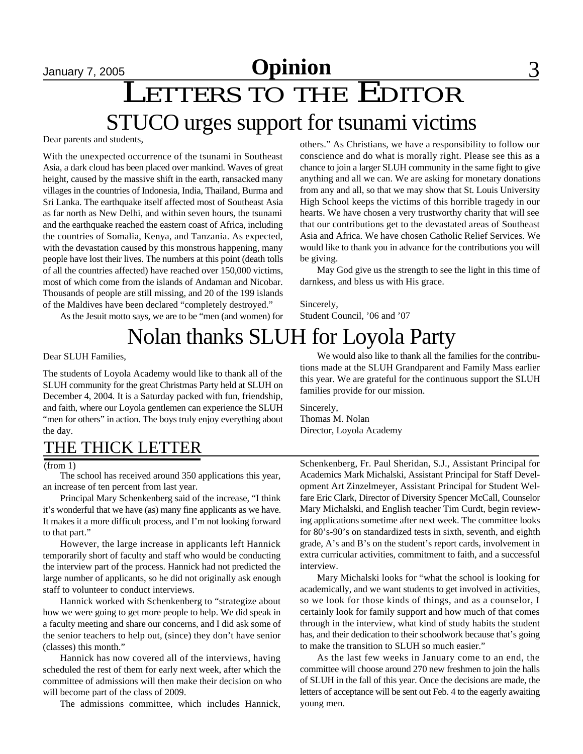# Opinion

# LETTERS TO THE EDITOR

## STUCO urges support for tsunami victims

Dear parents and students,

With the unexpected occurrence of the tsunami in Southeast Asia, a dark cloud has been placed over mankind. Waves of great height, caused by the massive shift in the earth, ransacked many villages in the countries of Indonesia, India, Thailand, Burma and Sri Lanka. The earthquake itself affected most of Southeast Asia as far north as New Delhi, and within seven hours, the tsunami and the earthquake reached the eastern coast of Africa, including the countries of Somalia, Kenya, and Tanzania. As expected, with the devastation caused by this monstrous happening, many people have lost their lives. The numbers at this point (death tolls of all the countries affected) have reached over 150,000 victims, most of which come from the islands of Andaman and Nicobar. Thousands of people are still missing, and 20 of the 199 islands of the Maldives have been declared "completely destroyed."

As the Jesuit motto says, we are to be "men (and women) for others." As Christians, we have a responsibility to follow our conscience and do what is morally right. Please see this as a chance to join a larger SLUH community in the same fight to give anything and all we can. We are asking for monetary donations from any and all, so that we may show that St. Louis University High School keeps the victims of this horrible tragedy in our hearts. We have chosen a very trustworthy charity that will see that our contributions get to the devastated areas of Southeast Asia and Africa. We have chosen Catholic Relief Services. We would like to thank you in advance for the contributions you will be giving.

May God give us the strength to see the light in this time of darnkess, and bless us with His grace.

Sincerely,
Student Council, '06 and '07

## Nolan thanks SLUH for Loyola Party

Dear SLUH Families,

The students of Loyola Academy would like to thank all of the SLUH community for the great Christmas Party held at SLUH on December 4, 2004. It is a Saturday packed with fun, friendship, and faith, where our Loyola gentlemen can experience the SLUH "men for others" in action. The boys truly enjoy everything about the day.

We would also like to thank all the families for the contributions made at the SLUH Grandparent and Family Mass earlier this year. We are grateful for the continuous support the SLUH families provide for our mission.

Sincerely,
Thomas M. Nolan
Director, Loyola Academy

## THE THICK LETTER

(from 1)

The school has received around 350 applications this year, an increase of ten percent from last year.

Principal Mary Schenkenberg said of the increase, "I think it's wonderful that we have (as) many fine applicants as we have. It makes it a more difficult process, and I'm not looking forward to that part."

However, the large increase in applicants left Hannick temporarily short of faculty and staff who would be conducting the interview part of the process. Hannick had not predicted the large number of applicants, so he did not originally ask enough staff to volunteer to conduct interviews.

Hannick worked with Schenkenberg to "strategize about how we were going to get more people to help. We did speak in a faculty meeting and share our concerns, and I did ask some of the senior teachers to help out, (since) they don't have senior (classes) this month."

Hannick has now covered all of the interviews, having scheduled the rest of them for early next week, after which the committee of admissions will then make their decision on who will become part of the class of 2009.

The admissions committee, which includes Hannick, Schenkenberg, Fr. Paul Sheridan, S.J., Assistant Principal for Academics Mark Michalski, Assistant Principal for Staff Development Art Zinzelmeyer, Assistant Principal for Student Welfare Eric Clark, Director of Diversity Spencer McCall, Counselor Mary Michalski, and English teacher Tim Curdt, begin reviewing applications sometime after next week. The committee looks for 80's-90's on standardized tests in sixth, seventh, and eighth grade, A's and B's on the student's report cards, involvement in extra curricular activities, commitment to faith, and a successful interview.

Mary Michalski looks for "what the school is looking for academically, and we want students to get involved in activities, so we look for those kinds of things, and as a counselor, I certainly look for family support and how much of that comes through in the interview, what kind of study habits the student has, and their dedication to their schoolwork because that's going to make the transition to SLUH so much easier."

As the last few weeks in January come to an end, the committee will choose around 270 new freshmen to join the halls of SLUH in the fall of this year. Once the decisions are made, the letters of acceptance will be sent out Feb. 4 to the eagerly awaiting young men.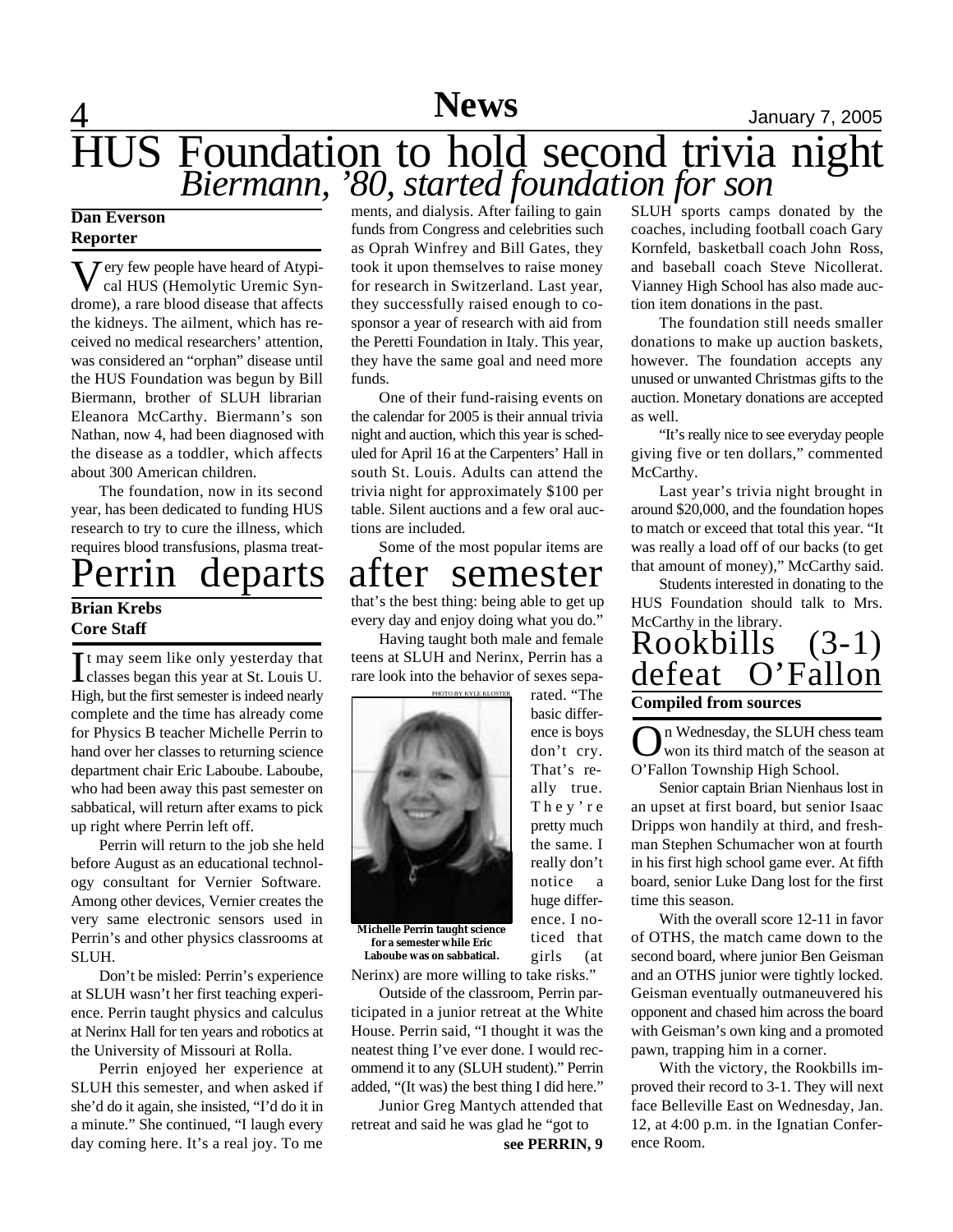# HUS Foundation to hold second trivia night

## *Biermann, '80, started foundation for son*

**Dan Everson**
**Reporter**

Very few people have heard of Atypical HUS (Hemolytic Uremic Syndrome), a rare blood disease that affects the kidneys. The ailment, which has received no medical researchers' attention, was considered an "orphan" disease until the HUS Foundation was begun by Bill Biermann, brother of SLUH librarian Eleanora McCarthy. Biermann's son Nathan, now 4, had been diagnosed with the disease as a toddler, which affects about 300 American children.

The foundation, now in its second year, has been dedicated to funding HUS research to try to cure the illness, which requires blood transfusions, plasma treatments, and dialysis. After failing to gain funds from Congress and celebrities such as Oprah Winfrey and Bill Gates, they took it upon themselves to raise money for research in Switzerland. Last year, they successfully raised enough to cosponsor a year of research with aid from the Peretti Foundation in Italy. This year, they have the same goal and need more funds.

One of their fund-raising events on the calendar for 2005 is their annual trivia night and auction, which this year is scheduled for April 16 at the Carpenters' Hall in south St. Louis. Adults can attend the trivia night for approximately $100 per table. Silent auctions and a few oral auctions are included.

Some of the most popular items are SLUH sports camps donated by the coaches, including football coach Gary Kornfeld, basketball coach John Ross, and baseball coach Steve Nicollerat. Vianney High School has also made auction item donations in the past.

The foundation still needs smaller donations to make up auction baskets, however. The foundation accepts any unused or unwanted Christmas gifts to the auction. Monetary donations are accepted as well.

"It's really nice to see everyday people giving five or ten dollars," commented McCarthy.

Last year's trivia night brought in around $20,000, and the foundation hopes to match or exceed that total this year. "It was really a load off of our backs (to get that amount of money)," McCarthy said.

Students interested in donating to the HUS Foundation should talk to Mrs. McCarthy in the library.

# Perrin departs after semester

**Brian Krebs**
**Core Staff**

It may seem like only yesterday that classes began this year at St. Louis U. High, but the first semester is indeed nearly complete and the time has already come for Physics B teacher Michelle Perrin to hand over her classes to returning science department chair Eric Laboube. Laboube, who had been away this past semester on sabbatical, will return after exams to pick up right where Perrin left off.

Perrin will return to the job she held before August as an educational technology consultant for Vernier Software. Among other devices, Vernier creates the very same electronic sensors used in Perrin's and other physics classrooms at SLUH.

Don't be misled: Perrin's experience at SLUH wasn't her first teaching experience. Perrin taught physics and calculus at Nerinx Hall for ten years and robotics at the University of Missouri at Rolla.

Perrin enjoyed her experience at SLUH this semester, and when asked if she'd do it again, she insisted, "I'd do it in a minute." She continued, "I laugh every day coming here. It's a real joy. To me that's the best thing: being able to get up every day and enjoy doing what you do."

Having taught both male and female teens at SLUH and Nerinx, Perrin has a rare look into the behavior of sexes separated. "The basic difference is boys don't cry. That's really true. They're pretty much the same. I really don't notice a huge difference. I noticed that girls (at Nerinx) are more willing to take risks."

PHOTO BY KYLE KLOSTER

**Michelle Perrin taught science for a semester while Eric Laboube was on sabbatical.**

Outside of the classroom, Perrin participated in a junior retreat at the White House. Perrin said, "I thought it was the neatest thing I've ever done. I would recommend it to any (SLUH student)." Perrin added, "(It was) the best thing I did here."

Junior Greg Mantych attended that retreat and said he was glad he "got to

**see PERRIN, 9**

# Rookbills (3-1) defeat O'Fallon

**Compiled from sources**

On Wednesday, the SLUH chess team won its third match of the season at O'Fallon Township High School.

Senior captain Brian Nienhaus lost in an upset at first board, but senior Isaac Dripps won handily at third, and freshman Stephen Schumacher won at fourth in his first high school game ever. At fifth board, senior Luke Dang lost for the first time this season.

With the overall score 12-11 in favor of OTHS, the match came down to the second board, where junior Ben Geisman and an OTHS junior were tightly locked. Geisman eventually outmaneuvered his opponent and chased him across the board with Geisman's own king and a promoted pawn, trapping him in a corner.

With the victory, the Rookbills improved their record to 3-1. They will next face Belleville East on Wednesday, Jan. 12, at 4:00 p.m. in the Ignatian Conference Room.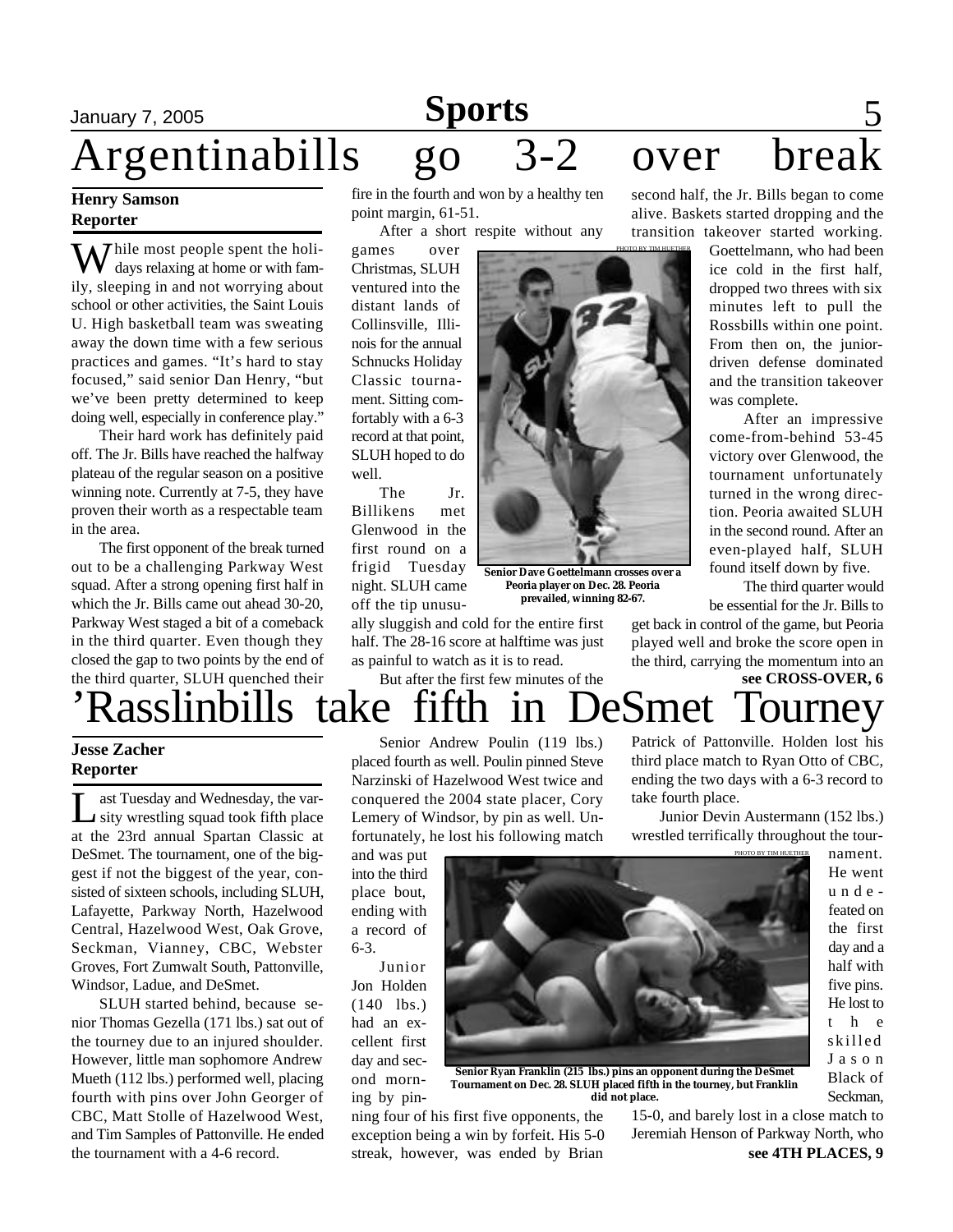# Argentinabills go 3-2 over break

**Henry Samson**
**Reporter**

While most people spent the holidays relaxing at home or with family, sleeping in and not worrying about school or other activities, the Saint Louis U. High basketball team was sweating away the down time with a few serious practices and games. "It's hard to stay focused," said senior Dan Henry, "but we've been pretty determined to keep doing well, especially in conference play."

Their hard work has definitely paid off. The Jr. Bills have reached the halfway plateau of the regular season on a positive winning note. Currently at 7-5, they have proven their worth as a respectable team in the area.

The first opponent of the break turned out to be a challenging Parkway West squad. After a strong opening first half in which the Jr. Bills came out ahead 30-20, Parkway West staged a bit of a comeback in the third quarter. Even though they closed the gap to two points by the end of the third quarter, SLUH quenched their fire in the fourth and won by a healthy ten point margin, 61-51.

After a short respite without any games over Christmas, SLUH ventured into the distant lands of Collinsville, Illinois for the annual Schnucks Holiday Classic tournament. Sitting comfortably with a 6-3 record at that point, SLUH hoped to do well.

The Jr. Billikens met Glenwood in the first round on a frigid Tuesday night. SLUH came off the tip unusually sluggish and cold for the entire first half. The 28-16 score at halftime was just as painful to watch as it is to read.

PHOTO BY TIM HUETHER

**Senior Dave Goettelmann crosses over a Peoria player on Dec. 28. Peoria prevailed, winning 82-67.**

But after the first few minutes of the second half, the Jr. Bills began to come alive. Baskets started dropping and the transition takeover started working. Goettelmann, who had been ice cold in the first half, dropped two threes with six minutes left to pull the Rossbills within one point. From then on, the junior-driven defense dominated and the transition takeover was complete.

After an impressive come-from-behind 53-45 victory over Glenwood, the tournament unfortunately turned in the wrong direction. Peoria awaited SLUH in the second round. After an even-played half, SLUH found itself down by five.

The third quarter would be essential for the Jr. Bills to get back in control of the game, but Peoria played well and broke the score open in the third, carrying the momentum into an

**see CROSS-OVER, 6**

# 'Rasslinbills take fifth in DeSmet Tourney

**Jesse Zacher**
**Reporter**

Last Tuesday and Wednesday, the varsity wrestling squad took fifth place at the 23rd annual Spartan Classic at DeSmet. The tournament, one of the biggest if not the biggest of the year, consisted of sixteen schools, including SLUH, Lafayette, Parkway North, Hazelwood Central, Hazelwood West, Oak Grove, Seckman, Vianney, CBC, Webster Groves, Fort Zumwalt South, Pattonville, Windsor, Ladue, and DeSmet.

SLUH started behind, because senior Thomas Gezella (171 lbs.) sat out of the tourney due to an injured shoulder. However, little man sophomore Andrew Mueth (112 lbs.) performed well, placing fourth with pins over John Georger of CBC, Matt Stolle of Hazelwood West, and Tim Samples of Pattonville. He ended the tournament with a 4-6 record.

Senior Andrew Poulin (119 lbs.) placed fourth as well. Poulin pinned Steve Narzinski of Hazelwood West twice and conquered the 2004 state placer, Cory Lemery of Windsor, by pin as well. Unfortunately, he lost his following match and was put into the third place bout, ending with a record of 6-3.

Junior Jon Holden (140 lbs.) had an excellent first day and second morning by pinning four of his first five opponents, the exception being a win by forfeit. His 5-0 streak, however, was ended by Brian Patrick of Pattonville. Holden lost his third place match to Ryan Otto of CBC, ending the two days with a 6-3 record to take fourth place.

PHOTO BY TIM HUETHER

**Senior Ryan Franklin (215 lbs.) pins an opponent during the DeSmet Tournament on Dec. 28. SLUH placed fifth in the tourney, but Franklin did not place.**

Junior Devin Austermann (152 lbs.) wrestled terrifically throughout the tournament. He went undefeated on the first day and a half with five pins. He lost to the skilled Jason Black of Seckman, 15-0, and barely lost in a close match to Jeremiah Henson of Parkway North, who

**see 4TH PLACES, 9**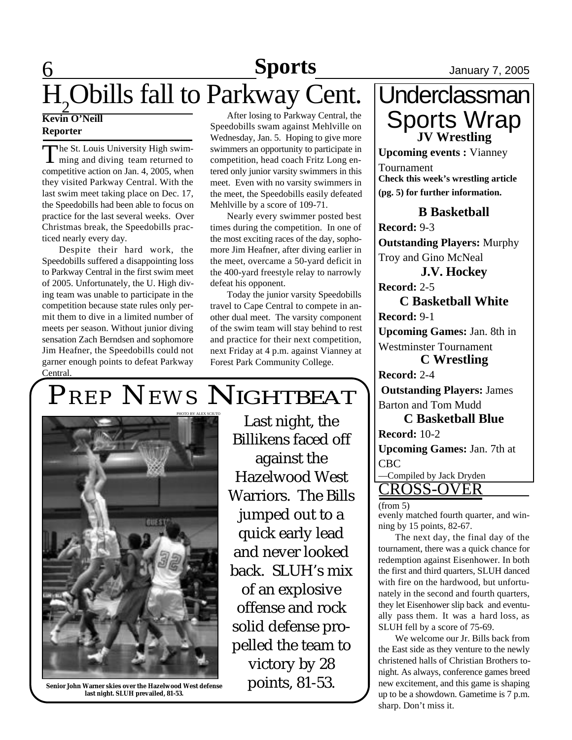# $H_2O$bills fall to Parkway Cent.

**Kevin O'Neill**
**Reporter**

The St. Louis University High swimming and diving team returned to competitive action on Jan. 4, 2005, when they visited Parkway Central. With the last swim meet taking place on Dec. 17, the Speedobills had been able to focus on practice for the last several weeks. Over Christmas break, the Speedobills practiced nearly every day.

Despite their hard work, the Speedobills suffered a disappointing loss to Parkway Central in the first swim meet of 2005. Unfortunately, the U. High diving team was unable to participate in the competition because state rules only permit them to dive in a limited number of meets per season. Without junior diving sensation Zach Berndsen and sophomore Jim Heafner, the Speedobills could not garner enough points to defeat Parkway Central.

After losing to Parkway Central, the Speedobills swam against Mehlville on Wednesday, Jan. 5. Hoping to give more swimmers an opportunity to participate in competition, head coach Fritz Long entered only junior varsity swimmers in this meet. Even with no varsity swimmers in the meet, the Speedobills easily defeated Mehlville by a score of 109-71.

Nearly every swimmer posted best times during the competition. In one of the most exciting races of the day, sophomore Jim Heafner, after diving earlier in the meet, overcame a 50-yard deficit in the 400-yard freestyle relay to narrowly defeat his opponent.

Today the junior varsity Speedobills travel to Cape Central to compete in another dual meet. The varsity component of the swim team will stay behind to rest and practice for their next competition, next Friday at 4 p.m. against Vianney at Forest Park Community College.

# PREP NEWS NIGHTBEAT

PHOTO BY ALEX SCIUTO

**Senior John Warner skies over the Hazelwood West defense last night. SLUH prevailed, 81-53.**

*Last night, the Billikens faced off against the Hazelwood West Warriors. The Bills jumped out to a quick early lead and never looked back. SLUH's mix of an explosive offense and rock solid defense propelled the team to victory by 28 points, 81-53.*

# Underclassman Sports Wrap

### JV Wrestling

**Upcoming events :** Vianney Tournament

**Check this week's wrestling article (pg. 5) for further information.**

### B Basketball

**Record:** 9-3

**Outstanding Players:** Murphy Troy and Gino McNeal

### J.V. Hockey

**Record:** 2-5

### C Basketball White

**Record:** 9-1

**Upcoming Games:** Jan. 8th in Westminster Tournament

### C Wrestling

**Record:** 2-4

**Outstanding Players:** James Barton and Tom Mudd

### C Basketball Blue

**Record:** 10-2

**Upcoming Games:** Jan. 7th at CBC

—Compiled by Jack Dryden

## CROSS-OVER

(from 5)

evenly matched fourth quarter, and winning by 15 points, 82-67.

The next day, the final day of the tournament, there was a quick chance for redemption against Eisenhower. In both the first and third quarters, SLUH danced with fire on the hardwood, but unfortunately in the second and fourth quarters, they let Eisenhower slip back and eventually pass them. It was a hard loss, as SLUH fell by a score of 75-69.

We welcome our Jr. Bills back from the East side as they venture to the newly christened halls of Christian Brothers tonight. As always, conference games breed new excitement, and this game is shaping up to be a showdown. Gametime is 7 p.m. sharp. Don't miss it.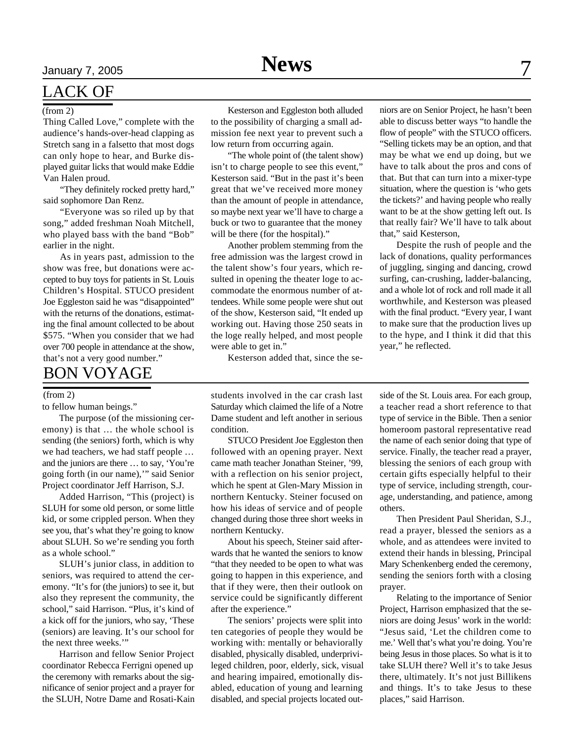## LACK OF

(from 2)

Thing Called Love," complete with the audience's hands-over-head clapping as Stretch sang in a falsetto that most dogs can only hope to hear, and Burke displayed guitar licks that would make Eddie Van Halen proud.

"They definitely rocked pretty hard," said sophomore Dan Renz.

"Everyone was so riled up by that song," added freshman Noah Mitchell, who played bass with the band "Bob" earlier in the night.

As in years past, admission to the show was free, but donations were accepted to buy toys for patients in St. Louis Children's Hospital. STUCO president Joe Eggleston said he was "disappointed" with the returns of the donations, estimating the final amount collected to be about $575. "When you consider that we had over 700 people in attendance at the show, that's not a very good number."

Kesterson and Eggleston both alluded to the possibility of charging a small admission fee next year to prevent such a low return from occurring again.

"The whole point of (the talent show) isn't to charge people to see this event," Kesterson said. "But in the past it's been great that we've received more money than the amount of people in attendance, so maybe next year we'll have to charge a buck or two to guarantee that the money will be there (for the hospital)."

Another problem stemming from the free admission was the largest crowd in the talent show's four years, which resulted in opening the theater loge to accommodate the enormous number of attendees. While some people were shut out of the show, Kesterson said, "It ended up working out. Having those 250 seats in the loge really helped, and most people were able to get in."

Kesterson added that, since the seniors are on Senior Project, he hasn't been able to discuss better ways "to handle the flow of people" with the STUCO officers. "Selling tickets may be an option, and that may be what we end up doing, but we have to talk about the pros and cons of that. But that can turn into a mixer-type situation, where the question is 'who gets the tickets?' and having people who really want to be at the show getting left out. Is that really fair? We'll have to talk about that," said Kesterson,

Despite the rush of people and the lack of donations, quality performances of juggling, singing and dancing, crowd surfing, can-crushing, ladder-balancing, and a whole lot of rock and roll made it all worthwhile, and Kesterson was pleased with the final product. "Every year, I want to make sure that the production lives up to the hype, and I think it did that this year," he reflected.

## BON VOYAGE

(from 2)

to fellow human beings."

The purpose (of the missioning ceremony) is that … the whole school is sending (the seniors) forth, which is why we had teachers, we had staff people … and the juniors are there … to say, 'You're going forth (in our name),'" said Senior Project coordinator Jeff Harrison, S.J.

Added Harrison, "This (project) is SLUH for some old person, or some little kid, or some crippled person. When they see you, that's what they're going to know about SLUH. So we're sending you forth as a whole school."

SLUH's junior class, in addition to seniors, was required to attend the ceremony. "It's for (the juniors) to see it, but also they represent the community, the school," said Harrison. "Plus, it's kind of a kick off for the juniors, who say, 'These (seniors) are leaving. It's our school for the next three weeks.'"

Harrison and fellow Senior Project coordinator Rebecca Ferrigni opened up the ceremony with remarks about the significance of senior project and a prayer for the SLUH, Notre Dame and Rosati-Kain students involved in the car crash last Saturday which claimed the life of a Notre Dame student and left another in serious condition.

STUCO President Joe Eggleston then followed with an opening prayer. Next came math teacher Jonathan Steiner, '99, with a reflection on his senior project, which he spent at Glen-Mary Mission in northern Kentucky. Steiner focused on how his ideas of service and of people changed during those three short weeks in northern Kentucky.

About his speech, Steiner said afterwards that he wanted the seniors to know "that they needed to be open to what was going to happen in this experience, and that if they were, then their outlook on service could be significantly different after the experience."

The seniors' projects were split into ten categories of people they would be working with: mentally or behaviorally disabled, physically disabled, underprivileged children, poor, elderly, sick, visual and hearing impaired, emotionally disabled, education of young and learning disabled, and special projects located outside of the St. Louis area. For each group, a teacher read a short reference to that type of service in the Bible. Then a senior homeroom pastoral representative read the name of each senior doing that type of service. Finally, the teacher read a prayer, blessing the seniors of each group with certain gifts especially helpful to their type of service, including strength, courage, understanding, and patience, among others.

Then President Paul Sheridan, S.J., read a prayer, blessed the seniors as a whole, and as attendees were invited to extend their hands in blessing, Principal Mary Schenkenberg ended the ceremony, sending the seniors forth with a closing prayer.

Relating to the importance of Senior Project, Harrison emphasized that the seniors are doing Jesus' work in the world: "Jesus said, 'Let the children come to me.' Well that's what you're doing. You're being Jesus in those places. So what is it to take SLUH there? Well it's to take Jesus there, ultimately. It's not just Billikens and things. It's to take Jesus to these places," said Harrison.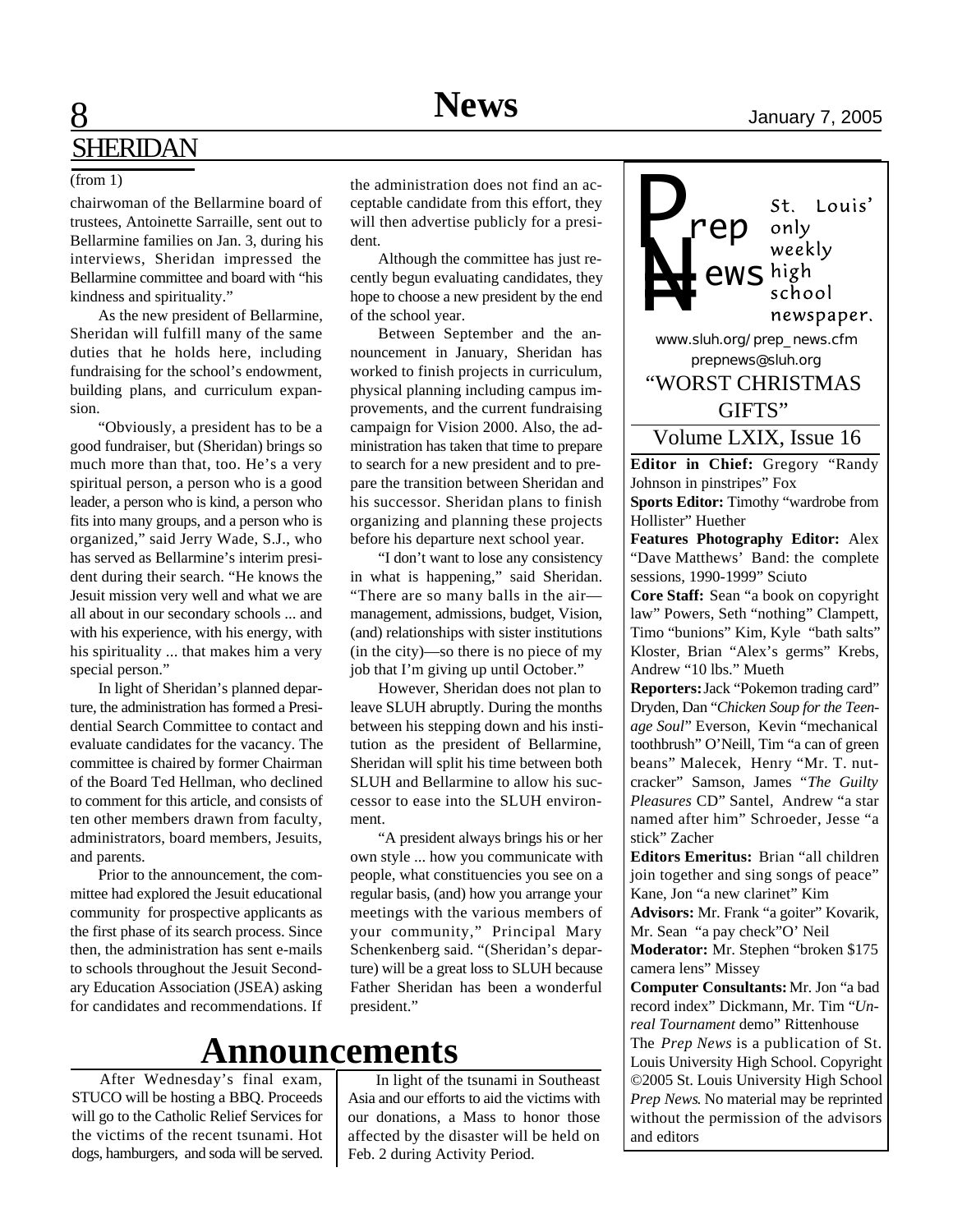## SHERIDAN

(from 1)

chairwoman of the Bellarmine board of trustees, Antoinette Sarraille, sent out to Bellarmine families on Jan. 3, during his interviews, Sheridan impressed the Bellarmine committee and board with "his kindness and spirituality."

As the new president of Bellarmine, Sheridan will fulfill many of the same duties that he holds here, including fundraising for the school's endowment, building plans, and curriculum expansion.

"Obviously, a president has to be a good fundraiser, but (Sheridan) brings so much more than that, too. He's a very spiritual person, a person who is a good leader, a person who is kind, a person who fits into many groups, and a person who is organized," said Jerry Wade, S.J., who has served as Bellarmine's interim president during their search. "He knows the Jesuit mission very well and what we are all about in our secondary schools ... and with his experience, with his energy, with his spirituality ... that makes him a very special person."

In light of Sheridan's planned departure, the administration has formed a Presidential Search Committee to contact and evaluate candidates for the vacancy. The committee is chaired by former Chairman of the Board Ted Hellman, who declined to comment for this article, and consists of ten other members drawn from faculty, administrators, board members, Jesuits, and parents.

Prior to the announcement, the committee had explored the Jesuit educational community for prospective applicants as the first phase of its search process. Since then, the administration has sent e-mails to schools throughout the Jesuit Secondary Education Association (JSEA) asking for candidates and recommendations. If the administration does not find an acceptable candidate from this effort, they will then advertise publicly for a president.

Although the committee has just recently begun evaluating candidates, they hope to choose a new president by the end of the school year.

Between September and the announcement in January, Sheridan has worked to finish projects in curriculum, physical planning including campus improvements, and the current fundraising campaign for Vision 2000. Also, the administration has taken that time to prepare to search for a new president and to prepare the transition between Sheridan and his successor. Sheridan plans to finish organizing and planning these projects before his departure next school year.

"I don't want to lose any consistency in what is happening," said Sheridan. "There are so many balls in the air—management, admissions, budget, Vision, (and) relationships with sister institutions (in the city)—so there is no piece of my job that I'm giving up until October."

However, Sheridan does not plan to leave SLUH abruptly. During the months between his stepping down and his institution as the president of Bellarmine, Sheridan will split his time between both SLUH and Bellarmine to allow his successor to ease into the SLUH environment.

"A president always brings his or her own style ... how you communicate with people, what constituencies you see on a regular basis, (and) how you arrange your meetings with the various members of your community," Principal Mary Schenkenberg said. "(Sheridan's departure) will be a great loss to SLUH because Father Sheridan has been a wonderful president."

# Announcements

After Wednesday's final exam, STUCO will be hosting a BBQ. Proceeds will go to the Catholic Relief Services for the victims of the recent tsunami. Hot dogs, hamburgers, and soda will be served.

In light of the tsunami in Southeast Asia and our efforts to aid the victims with our donations, a Mass to honor those affected by the disaster will be held on Feb. 2 during Activity Period.

---

**Prep News** — St. Louis' only weekly high school newspaper.

www.sluh.org/prep_news.cfm
prepnews@sluh.org

"WORST CHRISTMAS GIFTS"

Volume LXIX, Issue 16

**Editor in Chief:** Gregory "Randy Johnson in pinstripes" Fox

**Sports Editor:** Timothy "wardrobe from Hollister" Huether

**Features Photography Editor:** Alex "Dave Matthews' Band: the complete sessions, 1990-1999" Sciuto

**Core Staff:** Sean "a book on copyright law" Powers, Seth "nothing" Clampett, Timo "bunions" Kim, Kyle "bath salts" Kloster, Brian "Alex's germs" Krebs, Andrew "10 lbs." Mueth

**Reporters:** Jack "Pokemon trading card" Dryden, Dan "*Chicken Soup for the Teenage Soul*" Everson, Kevin "mechanical toothbrush" O'Neill, Tim "a can of green beans" Malecek, Henry "Mr. T. nutcracker" Samson, James "*The Guilty Pleasures* CD" Santel, Andrew "a star named after him" Schroeder, Jesse "a stick" Zacher

**Editors Emeritus:** Brian "all children join together and sing songs of peace" Kane, Jon "a new clarinet" Kim

**Advisors:** Mr. Frank "a goiter" Kovarik, Mr. Sean "a pay check" O' Neil

**Moderator:** Mr. Stephen "broken $175 camera lens" Missey

**Computer Consultants:** Mr. Jon "a bad record index" Dickmann, Mr. Tim "*Unreal Tournament* demo" Rittenhouse

The *Prep News* is a publication of St. Louis University High School. Copyright ©2005 St. Louis University High School *Prep News*. No material may be reprinted without the permission of the advisors and editors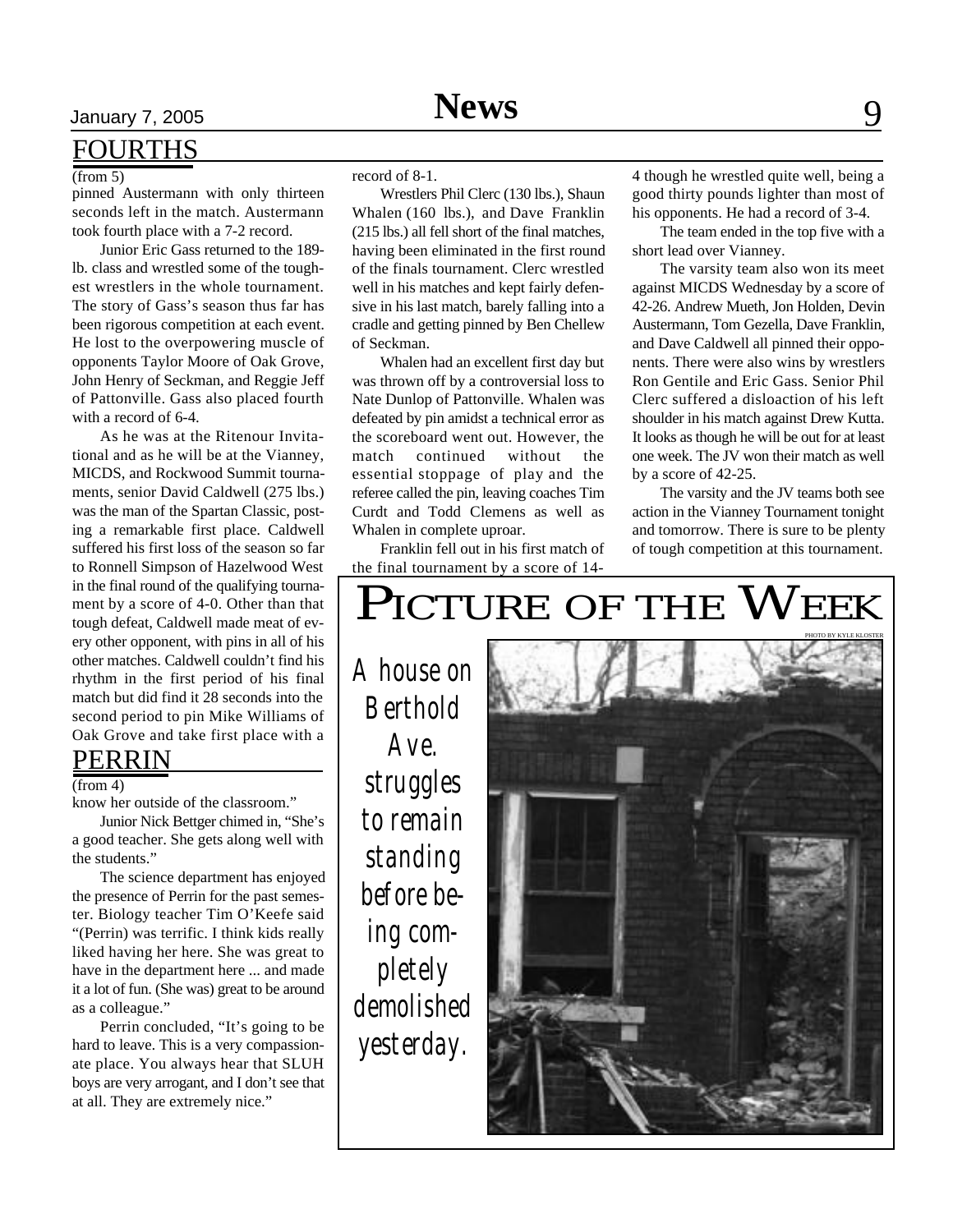## FOURTHS

(from 5)

pinned Austermann with only thirteen seconds left in the match. Austermann took fourth place with a 7-2 record.

Junior Eric Gass returned to the 189-lb. class and wrestled some of the toughest wrestlers in the whole tournament. The story of Gass's season thus far has been rigorous competition at each event. He lost to the overpowering muscle of opponents Taylor Moore of Oak Grove, John Henry of Seckman, and Reggie Jeff of Pattonville. Gass also placed fourth with a record of 6-4.

As he was at the Ritenour Invitational and as he will be at the Vianney, MICDS, and Rockwood Summit tournaments, senior David Caldwell (275 lbs.) was the man of the Spartan Classic, posting a remarkable first place. Caldwell suffered his first loss of the season so far to Ronnell Simpson of Hazelwood West in the final round of the qualifying tournament by a score of 4-0. Other than that tough defeat, Caldwell made meat of every other opponent, with pins in all of his other matches. Caldwell couldn't find his rhythm in the first period of his final match but did find it 28 seconds into the second period to pin Mike Williams of Oak Grove and take first place with a record of 8-1.

Wrestlers Phil Clerc (130 lbs.), Shaun Whalen (160 lbs.), and Dave Franklin (215 lbs.) all fell short of the final matches, having been eliminated in the first round of the finals tournament. Clerc wrestled well in his matches and kept fairly defensive in his last match, barely falling into a cradle and getting pinned by Ben Chellew of Seckman.

Whalen had an excellent first day but was thrown off by a controversial loss to Nate Dunlop of Pattonville. Whalen was defeated by pin amidst a technical error as the scoreboard went out. However, the match continued without the essential stoppage of play and the referee called the pin, leaving coaches Tim Curdt and Todd Clemens as well as Whalen in complete uproar.

Franklin fell out in his first match of the final tournament by a score of 14-4 though he wrestled quite well, being a good thirty pounds lighter than most of his opponents. He had a record of 3-4.

The team ended in the top five with a short lead over Vianney.

The varsity team also won its meet against MICDS Wednesday by a score of 42-26. Andrew Mueth, Jon Holden, Devin Austermann, Tom Gezella, Dave Franklin, and Dave Caldwell all pinned their opponents. There were also wins by wrestlers Ron Gentile and Eric Gass. Senior Phil Clerc suffered a disloaction of his left shoulder in his match against Drew Kutta. It looks as though he will be out for at least one week. The JV won their match as well by a score of 42-25.

The varsity and the JV teams both see action in the Vianney Tournament tonight and tomorrow. There is sure to be plenty of tough competition at this tournament.

## PERRIN

(from 4)

know her outside of the classroom."

Junior Nick Bettger chimed in, "She's a good teacher. She gets along well with the students."

The science department has enjoyed the presence of Perrin for the past semester. Biology teacher Tim O'Keefe said "(Perrin) was terrific. I think kids really liked having her here. She was great to have in the department here ... and made it a lot of fun. (She was) great to be around as a colleague."

Perrin concluded, "It's going to be hard to leave. This is a very compassionate place. You always hear that SLUH boys are very arrogant, and I don't see that at all. They are extremely nice."

## PICTURE OF THE WEEK

PHOTO BY KYLE KLOSTER

*A house on Berthold Ave. struggles to remain standing before being completely demolished yesterday.*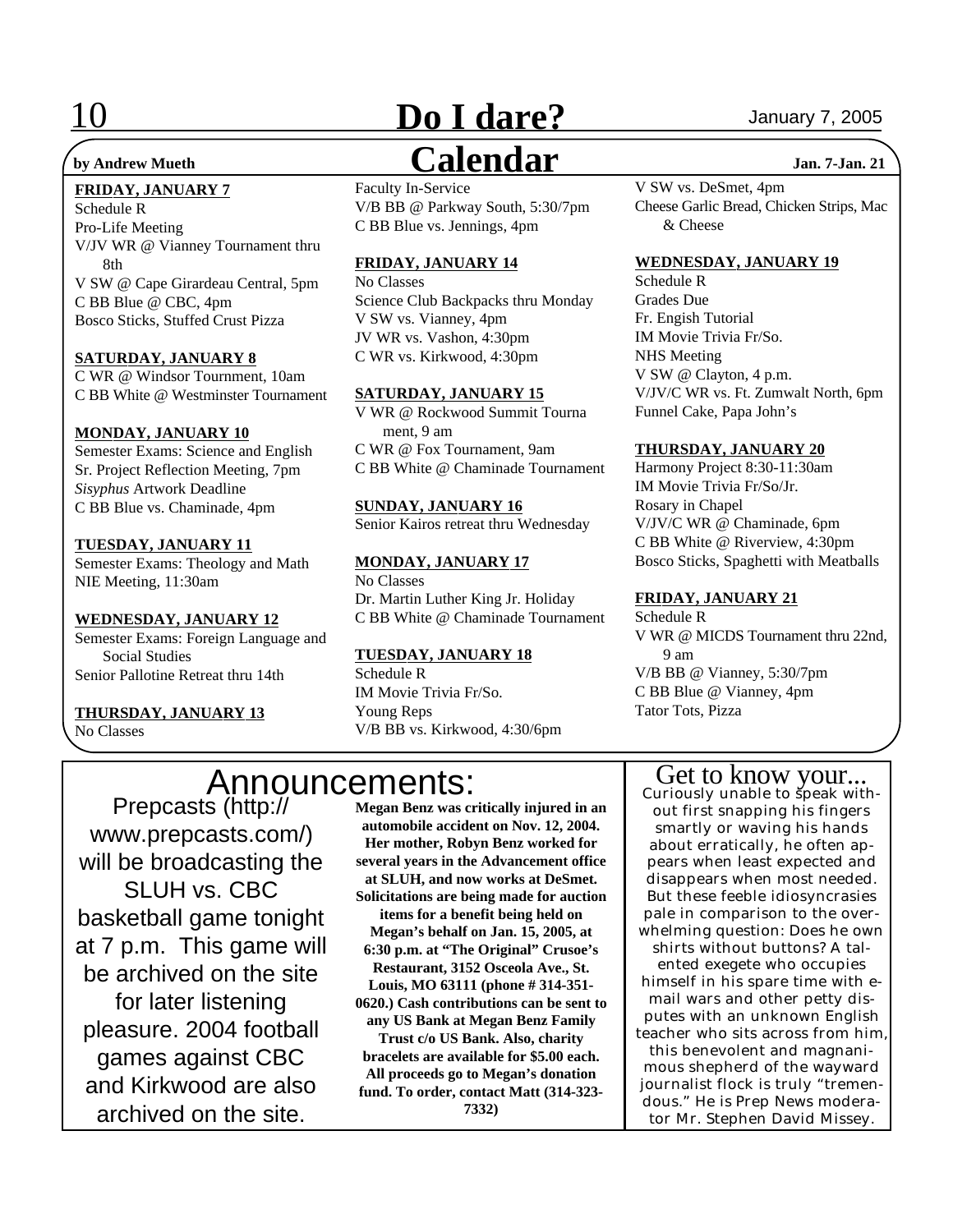# Do I dare?

## Calendar

**by Andrew Mueth** — **Jan. 7-Jan. 21**

**FRIDAY, JANUARY 7**
Schedule R
Pro-Life Meeting
V/JV WR @ Vianney Tournament thru 8th
V SW @ Cape Girardeau Central, 5pm
C BB Blue @ CBC, 4pm
Bosco Sticks, Stuffed Crust Pizza

**SATURDAY, JANUARY 8**
C WR @ Windsor Tournment, 10am
C BB White @ Westminster Tournament

**MONDAY, JANUARY 10**
Semester Exams: Science and English
Sr. Project Reflection Meeting, 7pm
*Sisyphus* Artwork Deadline
C BB Blue vs. Chaminade, 4pm

**TUESDAY, JANUARY 11**
Semester Exams: Theology and Math
NIE Meeting, 11:30am

**WEDNESDAY, JANUARY 12**
Semester Exams: Foreign Language and Social Studies
Senior Pallotine Retreat thru 14th

**THURSDAY, JANUARY 13**
No Classes
Faculty In-Service
V/B BB @ Parkway South, 5:30/7pm
C BB Blue vs. Jennings, 4pm

**FRIDAY, JANUARY 14**
No Classes
Science Club Backpacks thru Monday
V SW vs. Vianney, 4pm
JV WR vs. Vashon, 4:30pm
C WR vs. Kirkwood, 4:30pm

**SATURDAY, JANUARY 15**
V WR @ Rockwood Summit Tournament, 9 am
C WR @ Fox Tournament, 9am
C BB White @ Chaminade Tournament

**SUNDAY, JANUARY 16**
Senior Kairos retreat thru Wednesday

**MONDAY, JANUARY 17**
No Classes
Dr. Martin Luther King Jr. Holiday
C BB White @ Chaminade Tournament

**TUESDAY, JANUARY 18**
Schedule R
IM Movie Trivia Fr/So.
Young Reps
V/B BB vs. Kirkwood, 4:30/6pm
V SW vs. DeSmet, 4pm
Cheese Garlic Bread, Chicken Strips, Mac & Cheese

**WEDNESDAY, JANUARY 19**
Schedule R
Grades Due
Fr. Engish Tutorial
IM Movie Trivia Fr/So.
NHS Meeting
V SW @ Clayton, 4 p.m.
V/JV/C WR vs. Ft. Zumwalt North, 6pm
Funnel Cake, Papa John's

**THURSDAY, JANUARY 20**
Harmony Project 8:30-11:30am
IM Movie Trivia Fr/So/Jr.
Rosary in Chapel
V/JV/C WR @ Chaminade, 6pm
C BB White @ Riverview, 4:30pm
Bosco Sticks, Spaghetti with Meatballs

**FRIDAY, JANUARY 21**
Schedule R
V WR @ MICDS Tournament thru 22nd, 9 am
V/B BB @ Vianney, 5:30/7pm
C BB Blue @ Vianney, 4pm
Tator Tots, Pizza

## Announcements:

Prepcasts (http://www.prepcasts.com/) will be broadcasting the SLUH vs. CBC basketball game tonight at 7 p.m. This game will be archived on the site for later listening pleasure. 2004 football games against CBC and Kirkwood are also archived on the site.

**Megan Benz was critically injured in an automobile accident on Nov. 12, 2004. Her mother, Robyn Benz worked for several years in the Advancement office at SLUH, and now works at DeSmet. Solicitations are being made for auction items for a benefit being held on Megan's behalf on Jan. 15, 2005, at 6:30 p.m. at "The Original" Crusoe's Restaurant, 3152 Osceola Ave., St. Louis, MO 63111 (phone # 314-351-0620.) Cash contributions can be sent to any US Bank at Megan Benz Family Trust c/o US Bank. Also, charity bracelets are available for $5.00 each. All proceeds go to Megan's donation fund. To order, contact Matt (314-323-7332)**

## Get to know your...

Curiously unable to speak without first snapping his fingers smartly or waving his hands about erratically, he often appears when least expected and disappears when most needed. But these feeble idiosyncrasies pale in comparison to the overwhelming question: Does he own shirts without buttons? A talented exegete who occupies himself in his spare time with e-mail wars and other petty disputes with an unknown English teacher who sits across from him, this benevolent and magnanimous shepherd of the wayward journalist flock is truly "tremendous." He is Prep News moderator Mr. Stephen David Missey.